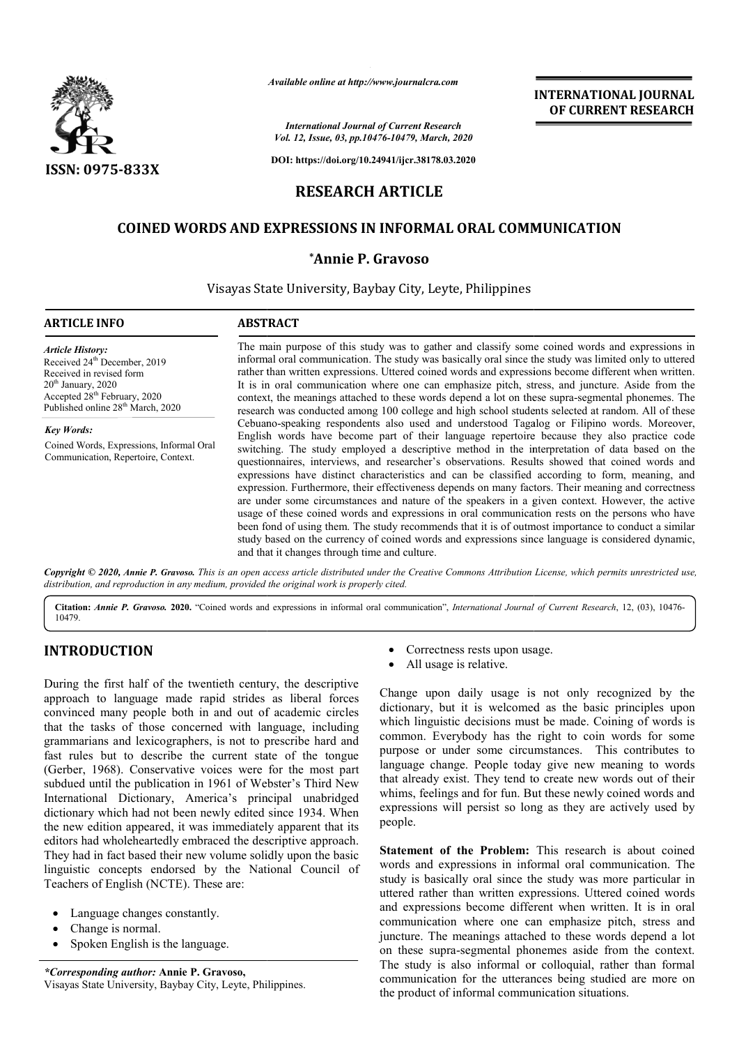*Available online at http://www.journalcra.com*

*International Journal of Current Research*
*Vol. 12, Issue, 03, pp.10476-10479, March, 2020*

**DOI: https://doi.org/10.24941/ijcr.38178.03.2020**

**INTERNATIONAL JOURNAL OF CURRENT RESEARCH**

**ISSN: 0975-833X**

# RESEARCH ARTICLE

# COINED WORDS AND EXPRESSIONS IN INFORMAL ORAL COMMUNICATION

**\*Annie P. Gravoso**

Visayas State University, Baybay City, Leyte, Philippines

## ARTICLE INFO

*Article History:*
Received 24th December, 2019
Received in revised form
20th January, 2020
Accepted 28th February, 2020
Published online 28th March, 2020

*Key Words:*
Coined Words, Expressions, Informal Oral Communication, Repertoire, Context.

## ABSTRACT

The main purpose of this study was to gather and classify some coined words and expressions in informal oral communication. The study was basically oral since the study was limited only to uttered rather than written expressions. Uttered coined words and expressions become different when written. It is in oral communication where one can emphasize pitch, stress, and juncture. Aside from the context, the meanings attached to these words depend a lot on these supra-segmental phonemes. The research was conducted among 100 college and high school students selected at random. All of these Cebuano-speaking respondents also used and understood Tagalog or Filipino words. Moreover, English words have become part of their language repertoire because they also practice code switching. The study employed a descriptive method in the interpretation of data based on the questionnaires, interviews, and researcher's observations. Results showed that coined words and expressions have distinct characteristics and can be classified according to form, meaning, and expression. Furthermore, their effectiveness depends on many factors. Their meaning and correctness are under some circumstances and nature of the speakers in a given context. However, the active usage of these coined words and expressions in oral communication rests on the persons who have been fond of using them. The study recommends that it is of outmost importance to conduct a similar study based on the currency of coined words and expressions since language is considered dynamic, and that it changes through time and culture.

*Copyright © 2020, Annie P. Gravoso. This is an open access article distributed under the Creative Commons Attribution License, which permits unrestricted use, distribution, and reproduction in any medium, provided the original work is properly cited.*

**Citation:** *Annie P. Gravoso.* **2020.** "Coined words and expressions in informal oral communication", *International Journal of Current Research*, 12, (03), 10476-10479.

## INTRODUCTION

During the first half of the twentieth century, the descriptive approach to language made rapid strides as liberal forces convinced many people both in and out of academic circles that the tasks of those concerned with language, including grammarians and lexicographers, is not to prescribe hard and fast rules but to describe the current state of the tongue (Gerber, 1968). Conservative voices were for the most part subdued until the publication in 1961 of Webster's Third New International Dictionary, America's principal unabridged dictionary which had not been newly edited since 1934. When the new edition appeared, it was immediately apparent that its editors had wholeheartedly embraced the descriptive approach. They had in fact based their new volume solidly upon the basic linguistic concepts endorsed by the National Council of Teachers of English (NCTE). These are:

- Language changes constantly.
- Change is normal.
- Spoken English is the language.
- Correctness rests upon usage.
- All usage is relative.

Change upon daily usage is not only recognized by the dictionary, but it is welcomed as the basic principles upon which linguistic decisions must be made. Coining of words is common. Everybody has the right to coin words for some purpose or under some circumstances. This contributes to language change. People today give new meaning to words that already exist. They tend to create new words out of their whims, feelings and for fun. But these newly coined words and expressions will persist so long as they are actively used by people.

**Statement of the Problem:** This research is about coined words and expressions in informal oral communication. The study is basically oral since the study was more particular in uttered rather than written expressions. Uttered coined words and expressions become different when written. It is in oral communication where one can emphasize pitch, stress and juncture. The meanings attached to these words depend a lot on these supra-segmental phonemes aside from the context. The study is also informal or colloquial, rather than formal communication for the utterances being studied are more on the product of informal communication situations.

***Corresponding author:** **Annie P. Gravoso,**
Visayas State University, Baybay City, Leyte, Philippines.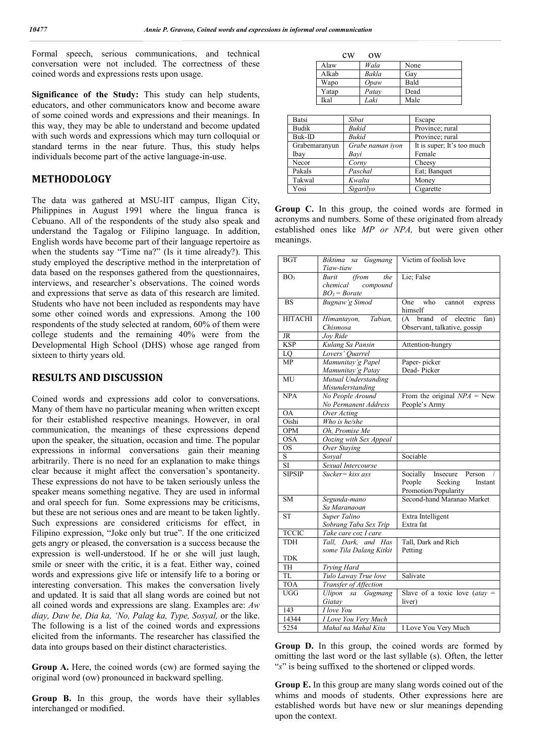Formal speech, serious communications, and technical conversation were not included. The correctness of these coined words and expressions rests upon usage.

**Significance of the Study:** This study can help students, educators, and other communicators know and become aware of some coined words and expressions and their meanings. In this way, they may be able to understand and become updated with such words and expressions which may turn colloquial or standard terms in the near future. Thus, this study helps individuals become part of the active language-in-use.

## METHODOLOGY

The data was gathered at MSU-IIT campus, Iligan City, Philippines in August 1991 where the lingua franca is Cebuano. All of the respondents of the study also speak and understand the Tagalog or Filipino language. In addition, English words have become part of their language repertoire as when the students say "Time na?" (Is it time already?). This study employed the descriptive method in the interpretation of data based on the responses gathered from the questionnaires, interviews, and researcher's observations. The coined words and expressions that serve as data of this research are limited. Students who have not been included as respondents may have some other coined words and expressions. Among the 100 respondents of the study selected at random, 60% of them were college students and the remaining 40% were from the Developmental High School (DHS) whose age ranged from sixteen to thirty years old.

## RESULTS AND DISCUSSION

Coined words and expressions add color to conversations. Many of them have no particular meaning when written except for their established respective meanings. However, in oral communication, the meanings of these expressions depend upon the speaker, the situation, occasion and time. The popular expressions in informal conversations gain their meaning arbitrarily. There is no need for an explanation to make things clear because it might affect the conversation's spontaneity. These expressions do not have to be taken seriously unless the speaker means something negative. They are used in informal and oral speech for fun. Some expressions may be criticisms, but these are not serious ones and are meant to be taken lightly. Such expressions are considered criticisms for effect, in Filipino expression, "Joke only but true". If the one criticized gets angry or pleased, the conversation is a success because the expression is well-understood. If he or she will just laugh, smile or sneer with the critic, it is a feat. Either way, coined words and expressions give life or intensify life to a boring or interesting conversation. This makes the conversation lively and updated. It is said that all slang words are coined but not all coined words and expressions are slang. Examples are: *Aw diay, Daw be, Dia ka, 'No, Palag ka, Type, Sosyal,* or the like. The following is a list of the coined words and expressions elicited from the informants. The researcher has classified the data into groups based on their distinct characteristics.

**Group A.** Here, the coined words (cw) are formed saying the original word (ow) pronounced in backward spelling.

| CW | OW | |
|---|---|---|
| Alaw | *Wala* | None |
| Alkab | *Bakla* | Gay |
| Wapo | *Opaw* | Bald |
| Yatap | *Patay* | Dead |
| Ikal | *Laki* | Male |

**Group B.** In this group, the words have their syllables interchanged or modified.

| | | |
|---|---|---|
| Batsi | *Sibat* | Escape |
| Budik | *Bukid* | Province; rural |
| Buk-ID | *Bukid* | Province; rural |
| Grabemaranyun | *Grabe naman iyon* | It is super; It's too much |
| Ibay | *Bayi* | Female |
| Necor | *Corny* | Cheesy |
| Pakals | *Paschal* | Eat; Banquet |
| Takwal | *Kwalta* | Money |
| Yosi | *Sigarilyo* | Cigarette |

**Group C.** In this group, the coined words are formed in acronyms and numbers. Some of these originated from already established ones like *MP or NPA,* but were given other meanings.

| | | |
|---|---|---|
| BGT | *Biktima sa Gugmang Tiaw-tiaw* | Victim of foolish love |
| $BO_3$ | *Burit (from the chemical compound $BO_3$ = Borate* | Lie; False |
| BS | *Bugnaw'g Simod* | One who cannot express himself |
| HITACHI | *Himantayon, Tabian, Chismosa* | (A brand of electric fan) Observant, talkative, gossip |
| JR | *Joy Ride* | |
| KSP | *Kulang Sa Pansin* | Attention-hungry |
| LQ | *Lovers' Quarrel* | |
| MP | *Mamunitay'g Papel* *Mamunitay'g Patay* | Paper- picker Dead- Picker |
| MU | *Mutual Understanding* *Misunderstanding* | |
| NPA | *No People Around* *No Permanent Address* | From the original *NPA* = New People's Army |
| OA | *Over Acting* | |
| Oishi | *Who is he/she* | |
| OPM | *Oh, Promise Me* | |
| OSA | *Oozing with Sex Appeal* | |
| OS | *Over Staying* | |
| S | *Sosyal* | Sociable |
| SI | *Sexual Intercourse* | |
| SIPSIP | *Sucker= kiss ass* | Socially Insecure Person / People Seeking Instant Promotion/Popularity |
| SM | *Segunda-mano Sa Maranaoan* | Second-hand Maranao Market |
| ST | *Super Talino* *Sobrang Taba Sex Trip* | Extra Intelligent Extra fat |
| TCCIC | *Take care coz I care* | |
| TDH | *Tall, Dark, and Has* | Tall, Dark and Rich |
| TDK | *some Tila Dalang Kitkit* | Petting |
| TH | *Trying Hard* | |
| TL | *Tulo Laway True love* | Salivate |
| TOA | *Transfer of Affection* | |
| UGG | *Ulipon sa Gugmang Giatay* | Slave of a toxic love (*atay* = liver) |
| 143 | *I love You* | |
| 14344 | *I Love You Very Much* | |
| 5254 | *Mahal na Mahal Kita* | I Love You Very Much |

**Group D.** In this group, the coined words are formed by omitting the last word or the last syllable (s). Often, the letter "*s*" is being suffixed to the shortened or clipped words.

**Group E.** In this group are many slang words coined out of the whims and moods of students. Other expressions here are established words but have new or slur meanings depending upon the context.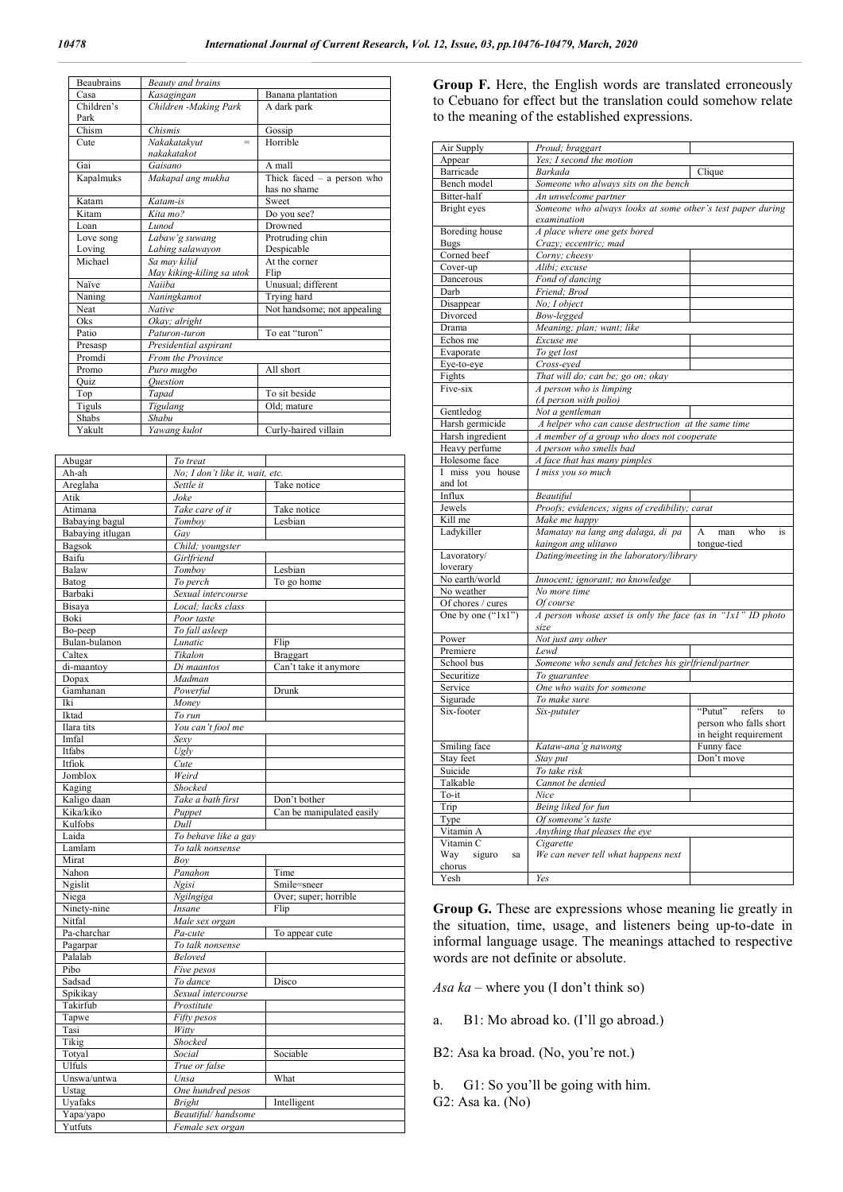| Beaubrains | *Beauty and brains* | |
|---|---|---|
| Casa | *Kasagingan* | Banana plantation |
| Children's Park | *Children -Making Park* | A dark park |
| Chism | *Chismis* | Gossip |
| Cute | *Nakakatakyut = nakakatakot* | Horrible |
| Gai | *Gaisano* | A mall |
| Kapalmuks | *Makapal ang mukha* | Thick faced – a person who has no shame |
| Katam | *Katam-is* | Sweet |
| Kitam | *Kita mo?* | Do you see? |
| Loan | *Lunod* | Drowned |
| Love song | *Labaw'g suwang* | Protruding chin |
| Loving | *Labing salawayon* | Despicable |
| Michael | *Sa may kilid* | At the corner |
| | *May kiking-kiling sa utok* | Flip |
| Naïve | *Naiiba* | Unusual; different |
| Naning | *Naningkamot* | Trying hard |
| Neat | *Native* | Not handsome; not appealing |
| Oks | *Okay; alright* | |
| Patio | *Paturon-turon* | To eat "turon" |
| Presasp | *Presidential aspirant* | |
| Promdi | *From the Province* | |
| Promo | *Puro mugbo* | All short |
| Quiz | *Question* | |
| Top | *Tapad* | To sit beside |
| Tiguls | *Tigulang* | Old; mature |
| Shabs | *Shabu* | |
| Yakult | *Yawang kulot* | Curly-haired villain |

| Abugar | *To treat* | |
|---|---|---|
| Ah-ah | *No; I don't like it, wait, etc.* | |
| Areglaha | *Settle it* | Take notice |
| Atik | *Joke* | |
| Atimana | *Take care of it* | Take notice |
| Babaying bagul | *Tomboy* | Lesbian |
| Babaying itlugan | *Gay* | |
| Bagsok | *Child; youngster* | |
| Baifu | *Girlfriend* | |
| Balaw | *Tomboy* | Lesbian |
| Batog | *To perch* | To go home |
| Barbaki | *Sexual intercourse* | |
| Bisaya | *Local; lacks class* | |
| Boki | *Poor taste* | |
| Bo-peep | *To fall asleep* | |
| Bulan-bulanon | *Lunatic* | Flip |
| Caltex | *Tikalon* | Braggart |
| di-maantoy | *Di maantos* | Can't take it anymore |
| Dopax | *Madman* | |
| Gamhanan | *Powerful* | Drunk |
| Iki | *Money* | |
| Iktad | *To run* | |
| Ilara tits | *You can't fool me* | |
| Imfal | *Sexy* | |
| Itfabs | *Ugly* | |
| Itfiok | *Cute* | |
| Jomblox | *Weird* | |
| Kaging | *Shocked* | |
| Kaligo daan | *Take a bath first* | Don't bother |
| Kika/kiko | *Puppet* | Can be manipulated easily |
| Kulfobs | *Dull* | |
| Laida | *To behave like a gay* | |
| Lamlam | *To talk nonsense* | |
| Mirat | *Boy* | |
| Nahon | *Panahon* | Time |
| Ngislit | *Ngisi* | Smile=sneer |
| Niega | *Ngilngiga* | Over; super; horrible |
| Ninety-nine | *Insane* | Flip |
| Nitfal | *Male sex organ* | |
| Pa-charchar | *Pa-cute* | To appear cute |
| Pagarpar | *To talk nonsense* | |
| Palalab | *Beloved* | |
| Pibo | *Five pesos* | |
| Sadsad | *To dance* | Disco |
| Spikikay | *Sexual intercourse* | |
| Takirfub | *Prostitute* | |
| Tapwe | *Fifty pesos* | |
| Tasi | *Witty* | |
| Tikig | *Shocked* | |
| Totyal | *Social* | Sociable |
| Ulfuls | *True or false* | |
| Unswa/untwa | *Unsa* | What |
| Ustag | *One hundred pesos* | |
| Uyafaks | *Bright* | Intelligent |
| Yapa/yapo | *Beautiful/ handsome* | |
| Yutfuts | *Female sex organ* | |

**Group F.** Here, the English words are translated erroneously to Cebuano for effect but the translation could somehow relate to the meaning of the established expressions.

| Air Supply | *Proud; braggart* | |
|---|---|---|
| Appear | *Yes; I second the motion* | |
| Barricade | *Barkada* | Clique |
| Bench model | *Someone who always sits on the bench* | |
| Bitter-half | *An unwelcome partner* | |
| Bright eyes | *Someone who always looks at some other's test paper during examination* | |
| Boreding house | *A place where one gets bored* | |
| Bugs | *Crazy; eccentric; mad* | |
| Corned beef | *Corny; cheesy* | |
| Cover-up | *Alibi; excuse* | |
| Dancerous | *Fond of dancing* | |
| Darb | *Friend; Brod* | |
| Disappear | *No; I object* | |
| Divorced | *Bow-legged* | |
| Drama | *Meaning; plan; want; like* | |
| Echos me | *Excuse me* | |
| Evaporate | *To get lost* | |
| Eye-to-eye | *Cross-eyed* | |
| Fights | *That will do; can be; go on; okay* | |
| Five-six | *A person who is limping (A person with polio)* | |
| Gentledog | *Not a gentleman* | |
| Harsh germicide | *A helper who can cause destruction at the same time* | |
| Harsh ingredient | *A member of a group who does not cooperate* | |
| Heavy perfume | *A person who smells bad* | |
| Holesome face | *A face that has many pimples* | |
| I miss you house and lot | *I miss you so much* | |
| Influx | *Beautiful* | |
| Jewels | *Proofs; evidences; signs of credibility; carat* | |
| Kill me | *Make me happy* | |
| Ladykiller | *Mamatay na lang ang dalaga, di pa kaingon ang ulitawo* | A man who is tongue-tied |
| Lavoratory/ loverary | *Dating/meeting in the laboratory/library* | |
| No earth/world | *Innocent; ignorant; no knowledge* | |
| No weather | *No more time* | |
| Of chores / cures | *Of course* | |
| One by one ("1x1") | *A person whose asset is only the face (as in "1x1" ID photo size* | |
| Power | *Not just any other* | |
| Premiere | *Lewd* | |
| School bus | *Someone who sends and fetches his girlfriend/partner* | |
| Securitize | *To guarantee* | |
| Service | *One who waits for someone* | |
| Sigurade | *To make sure* | |
| Six-footer | *Six-pututer* | "Putut" refers to person who falls short in height requirement |
| Smiling face | *Kataw-ana'g nawong* | Funny face |
| Stay feet | *Stay put* | Don't move |
| Suicide | *To take risk* | |
| Talkable | *Cannot be denied* | |
| To-it | *Nice* | |
| Trip | *Being liked for fun* | |
| Type | *Of someone's taste* | |
| Vitamin A | *Anything that pleases the eye* | |
| Vitamin C | *Cigarette* | |
| Way siguro sa chorus | *We can never tell what happens next* | |
| Yesh | *Yes* | |

**Group G.** These are expressions whose meaning lie greatly in the situation, time, usage, and listeners being up-to-date in informal language usage. The meanings attached to respective words are not definite or absolute.

*Asa ka* – where you (I don't think so)

a. B1: Mo abroad ko. (I'll go abroad.)

B2: Asa ka broad. (No, you're not.)

b. G1: So you'll be going with him.
G2: Asa ka. (No)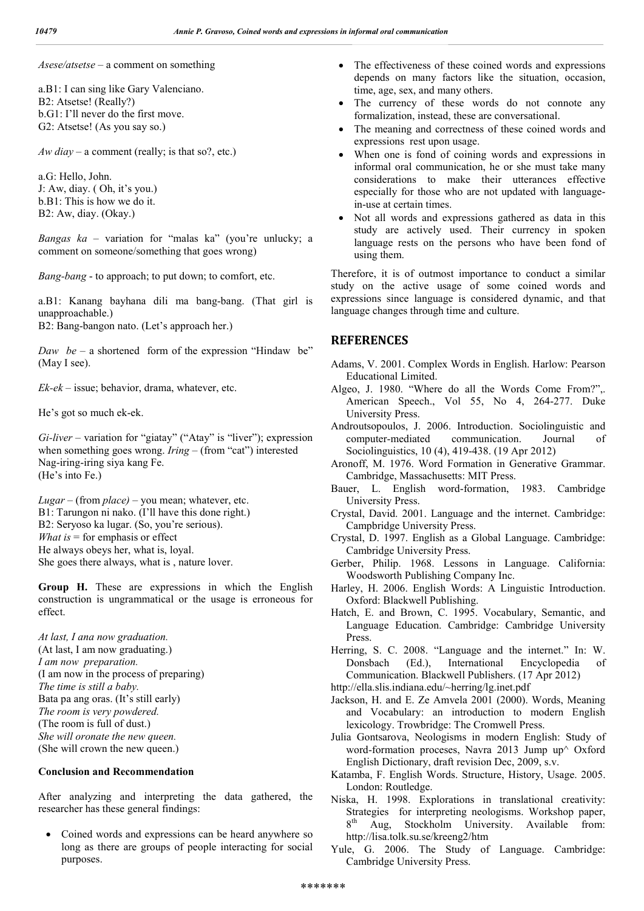*Asese/atsetse* – a comment on something

a.B1: I can sing like Gary Valenciano.
B2: Atsetse! (Really?)
b.G1: I'll never do the first move.
G2: Atsetse! (As you say so.)

*Aw diay* – a comment (really; is that so?, etc.)

a.G: Hello, John.
J: Aw, diay. ( Oh, it's you.)
b.B1: This is how we do it.
B2: Aw, diay. (Okay.)

*Bangas ka* – variation for "malas ka" (you're unlucky; a comment on someone/something that goes wrong)

*Bang-bang* - to approach; to put down; to comfort, etc.

a.B1: Kanang bayhana dili ma bang-bang. (That girl is unapproachable.)
B2: Bang-bangon nato. (Let's approach her.)

*Daw be* – a shortened form of the expression "Hindaw be" (May I see).

*Ek-ek* – issue; behavior, drama, whatever, etc.

He's got so much ek-ek.

*Gi-liver* – variation for "giatay" ("Atay" is "liver"); expression when something goes wrong. *Iring* – (from "cat") interested
Nag-iring-iring siya kang Fe.
(He's into Fe.)

*Lugar* – (from *place)* – you mean; whatever, etc.
B1: Tarungon ni nako. (I'll have this done right.)
B2: Seryoso ka lugar. (So, you're serious).
*What is* = for emphasis or effect
He always obeys her, what is, loyal.
She goes there always, what is , nature lover.

**Group H.** These are expressions in which the English construction is ungrammatical or the usage is erroneous for effect.

*At last, I ana now graduation.*
(At last, I am now graduating.)
*I am now preparation.*
(I am now in the process of preparing)
*The time is still a baby.*
Bata pa ang oras. (It's still early)
*The room is very powdered.*
(The room is full of dust.)
*She will oronate the new queen.*
(She will crown the new queen.)

**Conclusion and Recommendation**

After analyzing and interpreting the data gathered, the researcher has these general findings:

- Coined words and expressions can be heard anywhere so long as there are groups of people interacting for social purposes.
- The effectiveness of these coined words and expressions depends on many factors like the situation, occasion, time, age, sex, and many others.
- The currency of these words do not connote any formalization, instead, these are conversational.
- The meaning and correctness of these coined words and expressions rest upon usage.
- When one is fond of coining words and expressions in informal oral communication, he or she must take many considerations to make their utterances effective especially for those who are not updated with language-in-use at certain times.
- Not all words and expressions gathered as data in this study are actively used. Their currency in spoken language rests on the persons who have been fond of using them.

Therefore, it is of outmost importance to conduct a similar study on the active usage of some coined words and expressions since language is considered dynamic, and that language changes through time and culture.

## REFERENCES

Adams, V. 2001. Complex Words in English. Harlow: Pearson Educational Limited.

Algeo, J. 1980. "Where do all the Words Come From?",. American Speech., Vol 55, No 4, 264-277. Duke University Press.

Androutsopoulos, J. 2006. Introduction. Sociolinguistic and computer-mediated communication. Journal of Sociolinguistics, 10 (4), 419-438. (19 Apr 2012)

Aronoff, M. 1976. Word Formation in Generative Grammar. Cambridge, Massachusetts: MIT Press.

Bauer, L. English word-formation, 1983. Cambridge University Press.

Crystal, David. 2001. Language and the internet. Cambridge: Campbridge University Press.

Crystal, D. 1997. English as a Global Language. Cambridge: Cambridge University Press.

Gerber, Philip. 1968. Lessons in Language. California: Woodsworth Publishing Company Inc.

Harley, H. 2006. English Words: A Linguistic Introduction. Oxford: Blackwell Publishing.

Hatch, E. and Brown, C. 1995. Vocabulary, Semantic, and Language Education. Cambridge: Cambridge University Press.

Herring, S. C. 2008. "Language and the internet." In: W. Donsbach (Ed.), International Encyclopedia of Communication. Blackwell Publishers. (17 Apr 2012)
http://ella.slis.indiana.edu/~herring/lg.inet.pdf

Jackson, H. and E. Ze Amvela 2001 (2000). Words, Meaning and Vocabulary: an introduction to modern English lexicology. Trowbridge: The Cromwell Press.

Julia Gontsarova, Neologisms in modern English: Study of word-formation proceses, Navra 2013 Jump up^ Oxford English Dictionary, draft revision Dec, 2009, s.v.

Katamba, F. English Words. Structure, History, Usage. 2005. London: Routledge.

Niska, H. 1998. Explorations in translational creativity: Strategies for interpreting neologisms. Workshop paper, 8th Aug, Stockholm University. Available from: http://lisa.tolk.su.se/kreeng2/htm

Yule, G. 2006. The Study of Language. Cambridge: Cambridge University Press.

\*\*\*\*\*\*\*